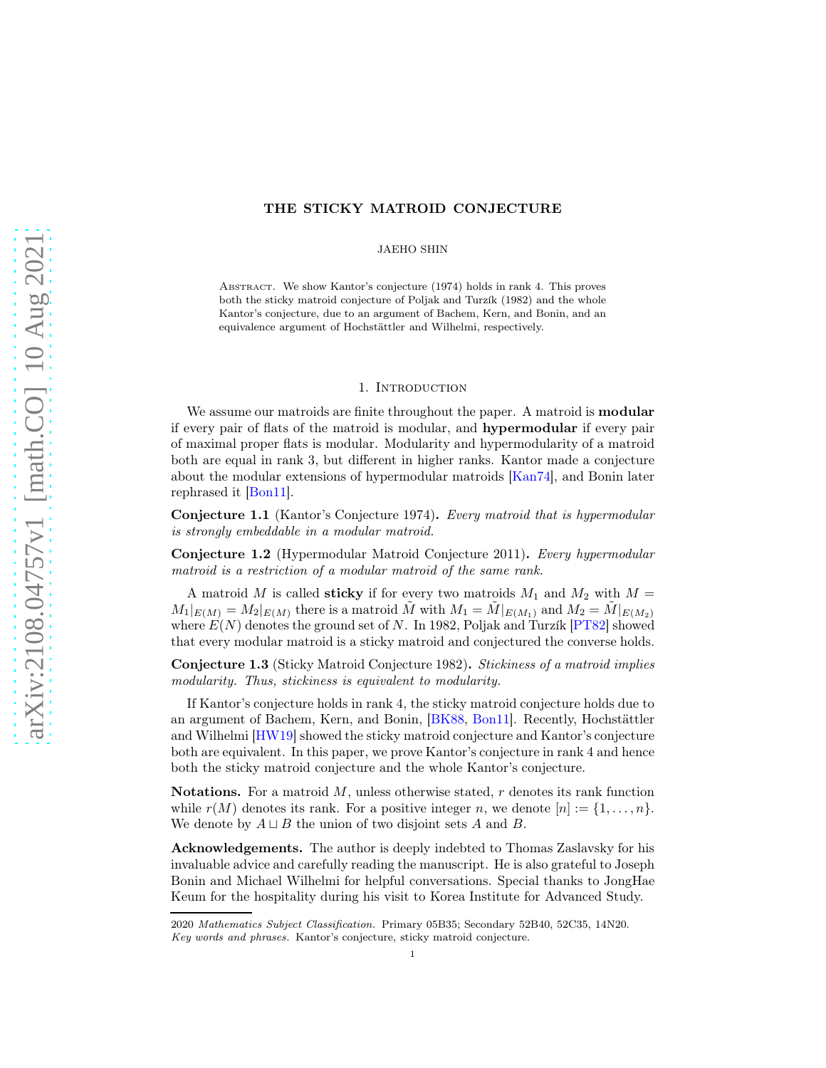# THE STICKY MATROID CONJECTURE

JAEHO SHIN

Abstract. We show Kantor's conjecture (1974) holds in rank 4. This proves both the sticky matroid conjecture of Poljak and Turzík (1982) and the whole Kantor's conjecture, due to an argument of Bachem, Kern, and Bonin, and an equivalence argument of Hochstättler and Wilhelmi, respectively.

## 1. Introduction

We assume our matroids are finite throughout the paper. A matroid is **modular** if every pair of flats of the matroid is modular, and **hypermodular** if every pair of maximal proper flats is modular. Modularity and hypermodularity of a matroid both are equal in rank 3, but different in higher ranks. Kantor made a conjecture about the modular extensions of hypermodular matroids [Kan74], and Bonin later rephrased it [Bon11].

**Conjecture 1.1** (Kantor's Conjecture 1974)**.** *Every matroid that is hypermodular is strongly embeddable in a modular matroid.*

**Conjecture 1.2** (Hypermodular Matroid Conjecture 2011)**.** *Every hypermodular matroid is a restriction of a modular matroid of the same rank.*

A matroid $M$ is called **sticky** if for every two matroids $M_1$ and $M_2$ with $M = M_1|_{E(M)} = M_2|_{E(M)}$ there is a matroid $\tilde{M}$ with $M_1 = \tilde{M}|_{E(M_1)}$ and $M_2 = \tilde{M}|_{E(M_2)}$ where $E(N)$ denotes the ground set of $N$. In 1982, Poljak and Turzík [PT82] showed that every modular matroid is a sticky matroid and conjectured the converse holds.

**Conjecture 1.3** (Sticky Matroid Conjecture 1982)**.** *Stickiness of a matroid implies modularity. Thus, stickiness is equivalent to modularity.*

If Kantor's conjecture holds in rank 4, the sticky matroid conjecture holds due to an argument of Bachem, Kern, and Bonin, [BK88, Bon11]. Recently, Hochstättler and Wilhelmi [HW19] showed the sticky matroid conjecture and Kantor's conjecture both are equivalent. In this paper, we prove Kantor's conjecture in rank 4 and hence both the sticky matroid conjecture and the whole Kantor's conjecture.

**Notations.** For a matroid $M$, unless otherwise stated, $r$ denotes its rank function while $r(M)$ denotes its rank. For a positive integer $n$, we denote $[n] := \{1, \dots, n\}$. We denote by $A \sqcup B$ the union of two disjoint sets $A$ and $B$.

**Acknowledgements.** The author is deeply indebted to Thomas Zaslavsky for his invaluable advice and carefully reading the manuscript. He is also grateful to Joseph Bonin and Michael Wilhelmi for helpful conversations. Special thanks to JongHae Keum for the hospitality during his visit to Korea Institute for Advanced Study.

2020 *Mathematics Subject Classification.* Primary 05B35; Secondary 52B40, 52C35, 14N20.
*Key words and phrases.* Kantor's conjecture, sticky matroid conjecture.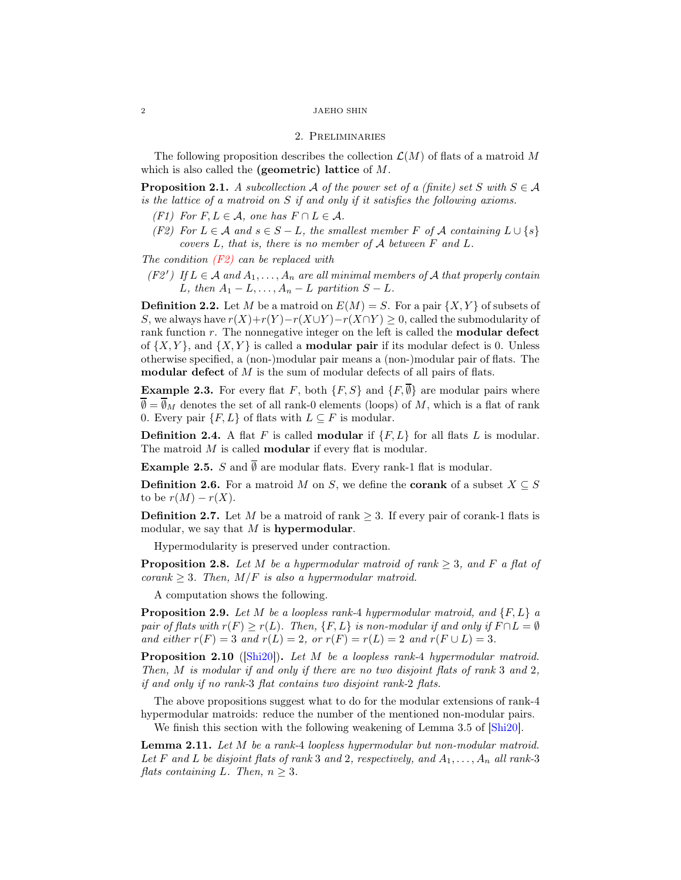## 2. Preliminaries

The following proposition describes the collection $\mathcal{L}(M)$ of flats of a matroid $M$ which is also called the **(geometric) lattice** of $M$.

**Proposition 2.1.** *A subcollection $\mathcal{A}$ of the power set of a (finite) set $S$ with $S \in \mathcal{A}$ is the lattice of a matroid on $S$ if and only if it satisfies the following axioms.*

- *(F1) For $F, L \in \mathcal{A}$, one has $F \cap L \in \mathcal{A}$.*
- *(F2) For $L \in \mathcal{A}$ and $s \in S - L$, the smallest member $F$ of $\mathcal{A}$ containing $L \cup \{s\}$ covers $L$, that is, there is no member of $\mathcal{A}$ between $F$ and $L$.*

*The condition (F2) can be replaced with*

- *(F2′) If $L \in \mathcal{A}$ and $A_1, \dots, A_n$ are all minimal members of $\mathcal{A}$ that properly contain $L$, then $A_1 - L, \dots, A_n - L$ partition $S - L$.*

**Definition 2.2.** Let $M$ be a matroid on $E(M) = S$. For a pair $\{X, Y\}$ of subsets of $S$, we always have $r(X)+r(Y)-r(X\cup Y)-r(X\cap Y) \geq 0$, called the submodularity of rank function $r$. The nonnegative integer on the left is called the **modular defect** of $\{X, Y\}$, and $\{X, Y\}$ is called a **modular pair** if its modular defect is 0. Unless otherwise specified, a (non-)modular pair means a (non-)modular pair of flats. The **modular defect** of $M$ is the sum of modular defects of all pairs of flats.

**Example 2.3.** For every flat $F$, both $\{F, S\}$ and $\{F, \overline{\emptyset}\}$ are modular pairs where $\overline{\emptyset} = \overline{\emptyset}_M$ denotes the set of all rank-0 elements (loops) of $M$, which is a flat of rank 0. Every pair $\{F, L\}$ of flats with $L \subseteq F$ is modular.

**Definition 2.4.** A flat $F$ is called **modular** if $\{F, L\}$ for all flats $L$ is modular. The matroid $M$ is called **modular** if every flat is modular.

**Example 2.5.** $S$ and $\overline{\emptyset}$ are modular flats. Every rank-1 flat is modular.

**Definition 2.6.** For a matroid $M$ on $S$, we define the **corank** of a subset $X \subseteq S$ to be $r(M) - r(X)$.

**Definition 2.7.** Let $M$ be a matroid of rank $\geq 3$. If every pair of corank-1 flats is modular, we say that $M$ is **hypermodular**.

Hypermodularity is preserved under contraction.

**Proposition 2.8.** *Let $M$ be a hypermodular matroid of rank $\geq 3$, and $F$ a flat of corank $\geq 3$. Then, $M/F$ is also a hypermodular matroid.*

A computation shows the following.

**Proposition 2.9.** *Let $M$ be a loopless rank-4 hypermodular matroid, and $\{F, L\}$ a pair of flats with $r(F) \geq r(L)$. Then, $\{F, L\}$ is non-modular if and only if $F \cap L = \emptyset$ and either $r(F) = 3$ and $r(L) = 2$, or $r(F) = r(L) = 2$ and $r(F \cup L) = 3$.*

**Proposition 2.10** ([Shi20])**.** *Let $M$ be a loopless rank-4 hypermodular matroid. Then, $M$ is modular if and only if there are no two disjoint flats of rank 3 and 2, if and only if no rank-3 flat contains two disjoint rank-2 flats.*

The above propositions suggest what to do for the modular extensions of rank-4 hypermodular matroids: reduce the number of the mentioned non-modular pairs.

We finish this section with the following weakening of Lemma 3.5 of [Shi20].

**Lemma 2.11.** *Let $M$ be a rank-4 loopless hypermodular but non-modular matroid. Let $F$ and $L$ be disjoint flats of rank 3 and 2, respectively, and $A_1, \dots, A_n$ all rank-3 flats containing $L$. Then, $n \geq 3$.*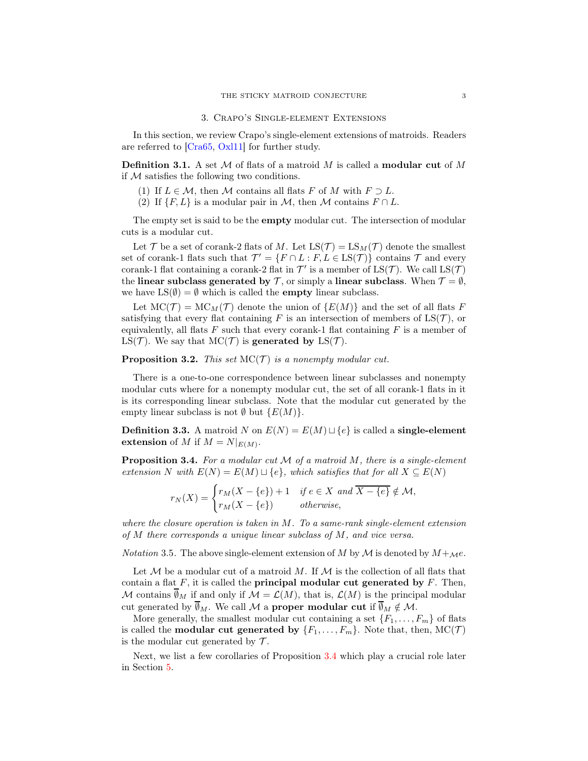## 3. Crapo's Single-element Extensions

In this section, we review Crapo's single-element extensions of matroids. Readers are referred to [Cra65, Oxl11] for further study.

**Definition 3.1.** A set $\mathcal{M}$ of flats of a matroid $M$ is called a **modular cut** of $M$ if $\mathcal{M}$ satisfies the following two conditions.

1. If $L \in \mathcal{M}$, then $\mathcal{M}$ contains all flats $F$ of $M$ with $F \supset L$.
2. If $\{F, L\}$ is a modular pair in $\mathcal{M}$, then $\mathcal{M}$ contains $F \cap L$.

The empty set is said to be the **empty** modular cut. The intersection of modular cuts is a modular cut.

Let $\mathcal{T}$ be a set of corank-2 flats of $M$. Let $\mathrm{LS}(\mathcal{T}) = \mathrm{LS}_M(\mathcal{T})$ denote the smallest set of corank-1 flats such that $\mathcal{T}' = \{F \cap L : F, L \in \mathrm{LS}(\mathcal{T})\}$ contains $\mathcal{T}$ and every corank-1 flat containing a corank-2 flat in $\mathcal{T}'$ is a member of $\mathrm{LS}(\mathcal{T})$. We call $\mathrm{LS}(\mathcal{T})$ the **linear subclass generated by** $\mathcal{T}$, or simply a **linear subclass**. When $\mathcal{T} = \emptyset$, we have $\mathrm{LS}(\emptyset) = \emptyset$ which is called the **empty** linear subclass.

Let $\mathrm{MC}(\mathcal{T}) = \mathrm{MC}_M(\mathcal{T})$ denote the union of $\{E(M)\}$ and the set of all flats $F$ satisfying that every flat containing $F$ is an intersection of members of $\mathrm{LS}(\mathcal{T})$, or equivalently, all flats $F$ such that every corank-1 flat containing $F$ is a member of $\mathrm{LS}(\mathcal{T})$. We say that $\mathrm{MC}(\mathcal{T})$ is **generated by** $\mathrm{LS}(\mathcal{T})$.

**Proposition 3.2.** *This set $\mathrm{MC}(\mathcal{T})$ is a nonempty modular cut.*

There is a one-to-one correspondence between linear subclasses and nonempty modular cuts where for a nonempty modular cut, the set of all corank-1 flats in it is its corresponding linear subclass. Note that the modular cut generated by the empty linear subclass is not $\emptyset$ but $\{E(M)\}$.

**Definition 3.3.** A matroid $N$ on $E(N) = E(M) \sqcup \{e\}$ is called a **single-element extension** of $M$ if $M = N|_{E(M)}$.

**Proposition 3.4.** *For a modular cut $\mathcal{M}$ of a matroid $M$, there is a single-element extension $N$ with $E(N) = E(M) \sqcup \{e\}$, which satisfies that for all $X \subseteq E(N)$*

$$r_N(X) = \begin{cases} r_M(X - \{e\}) + 1 & \text{if } e \in X \text{ and } \overline{X - \{e\}} \notin \mathcal{M}, \\ r_M(X - \{e\}) & \text{otherwise,} \end{cases}$$

*where the closure operation is taken in $M$. To a same-rank single-element extension of $M$ there corresponds a unique linear subclass of $M$, and vice versa.*

*Notation* 3.5. The above single-element extension of $M$ by $\mathcal{M}$ is denoted by $M +_{\mathcal{M}} e$.

Let $\mathcal{M}$ be a modular cut of a matroid $M$. If $\mathcal{M}$ is the collection of all flats that contain a flat $F$, it is called the **principal modular cut generated by** $F$. Then, $\mathcal{M}$ contains $\overline{\emptyset}_M$ if and only if $\mathcal{M} = \mathcal{L}(M)$, that is, $\mathcal{L}(M)$ is the principal modular cut generated by $\overline{\emptyset}_M$. We call $\mathcal{M}$ a **proper modular cut** if $\overline{\emptyset}_M \notin \mathcal{M}$.

More generally, the smallest modular cut containing a set $\{F_1, \ldots, F_m\}$ of flats is called the **modular cut generated by** $\{F_1, \ldots, F_m\}$. Note that, then, $\mathrm{MC}(\mathcal{T})$ is the modular cut generated by $\mathcal{T}$.

Next, we list a few corollaries of Proposition 3.4 which play a crucial role later in Section 5.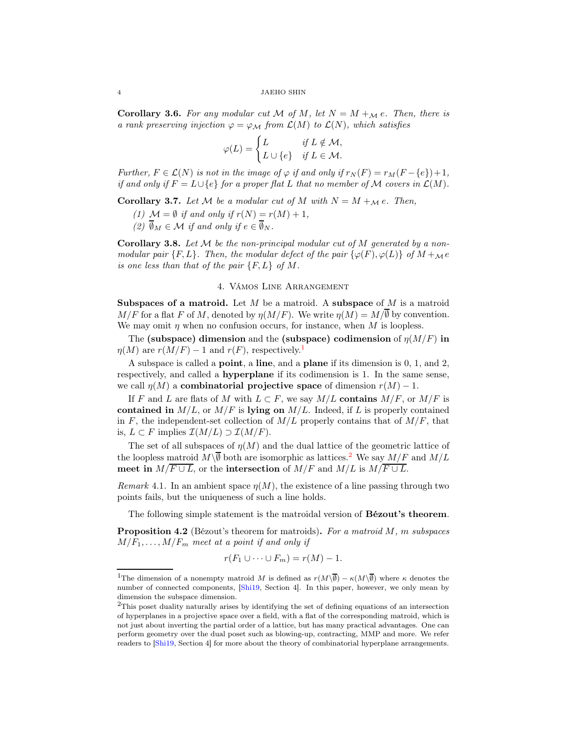**Corollary 3.6.** *For any modular cut $\mathcal{M}$ of $M$, let $N = M +_{\mathcal{M}} e$. Then, there is a rank preserving injection $\varphi = \varphi_{\mathcal{M}}$ from $\mathcal{L}(M)$ to $\mathcal{L}(N)$, which satisfies*

$$\varphi(L) = \begin{cases} L & \text{if } L \notin \mathcal{M}, \\ L \cup \{e\} & \text{if } L \in \mathcal{M}. \end{cases}$$

*Further, $F \in \mathcal{L}(N)$ is not in the image of $\varphi$ if and only if $r_N(F) = r_M(F - \{e\}) + 1$, if and only if $F = L \cup \{e\}$ for a proper flat $L$ that no member of $\mathcal{M}$ covers in $\mathcal{L}(M)$.*

**Corollary 3.7.** *Let $\mathcal{M}$ be a modular cut of $M$ with $N = M +_{\mathcal{M}} e$. Then,*

*(1) $\mathcal{M} = \emptyset$ if and only if $r(N) = r(M) + 1$,*
*(2) $\overline{\emptyset}_M \in \mathcal{M}$ if and only if $e \in \overline{\emptyset}_N$.*

**Corollary 3.8.** *Let $\mathcal{M}$ be the non-principal modular cut of $M$ generated by a non-modular pair $\{F, L\}$. Then, the modular defect of the pair $\{\varphi(F), \varphi(L)\}$ of $M +_{\mathcal{M}} e$ is one less than that of the pair $\{F, L\}$ of $M$.*

## 4. Vámos Line Arrangement

**Subspaces of a matroid.** Let $M$ be a matroid. A **subspace** of $M$ is a matroid $M/F$ for a flat $F$ of $M$, denoted by $\eta(M/F)$. We write $\eta(M) = M/\overline{\emptyset}$ by convention. We may omit $\eta$ when no confusion occurs, for instance, when $M$ is loopless.

The **(subspace) dimension** and the **(subspace) codimension** of $\eta(M/F)$ **in** $\eta(M)$ are $r(M/F) - 1$ and $r(F)$, respectively.[1]

A subspace is called a **point**, a **line**, and a **plane** if its dimension is 0, 1, and 2, respectively, and called a **hyperplane** if its codimension is 1. In the same sense, we call $\eta(M)$ a **combinatorial projective space** of dimension $r(M) - 1$.

If $F$ and $L$ are flats of $M$ with $L \subset F$, we say $M/L$ **contains** $M/F$, or $M/F$ is **contained in** $M/L$, or $M/F$ is **lying on** $M/L$. Indeed, if $L$ is properly contained in $F$, the independent-set collection of $M/L$ properly contains that of $M/F$, that is, $L \subset F$ implies $\mathcal{I}(M/L) \supset \mathcal{I}(M/F)$.

The set of all subspaces of $\eta(M)$ and the dual lattice of the geometric lattice of the loopless matroid $M\backslash\overline{\emptyset}$ both are isomorphic as lattices.[2] We say $M/F$ and $M/L$ **meet in** $M/\overline{F \cup L}$, or the **intersection** of $M/F$ and $M/L$ is $M/\overline{F \cup L}$.

*Remark* 4.1. In an ambient space $\eta(M)$, the existence of a line passing through two points fails, but the uniqueness of such a line holds.

The following simple statement is the matroidal version of **Bézout's theorem**.

**Proposition 4.2** (Bézout's theorem for matroids)**.** *For a matroid $M$, $m$ subspaces $M/F_1, \dots, M/F_m$ meet at a point if and only if*

$$r(F_1 \cup \cdots \cup F_m) = r(M) - 1.$$

---

[1] The dimension of a nonempty matroid $M$ is defined as $r(M\backslash\overline{\emptyset}) - \kappa(M\backslash\overline{\emptyset})$ where $\kappa$ denotes the number of connected components, [Shi19, Section 4]. In this paper, however, we only mean by dimension the subspace dimension.

[2] This poset duality naturally arises by identifying the set of defining equations of an intersection of hyperplanes in a projective space over a field, with a flat of the corresponding matroid, which is not just about inverting the partial order of a lattice, but has many practical advantages. One can perform geometry over the dual poset such as blowing-up, contracting, MMP and more. We refer readers to [Shi19, Section 4] for more about the theory of combinatorial hyperplane arrangements.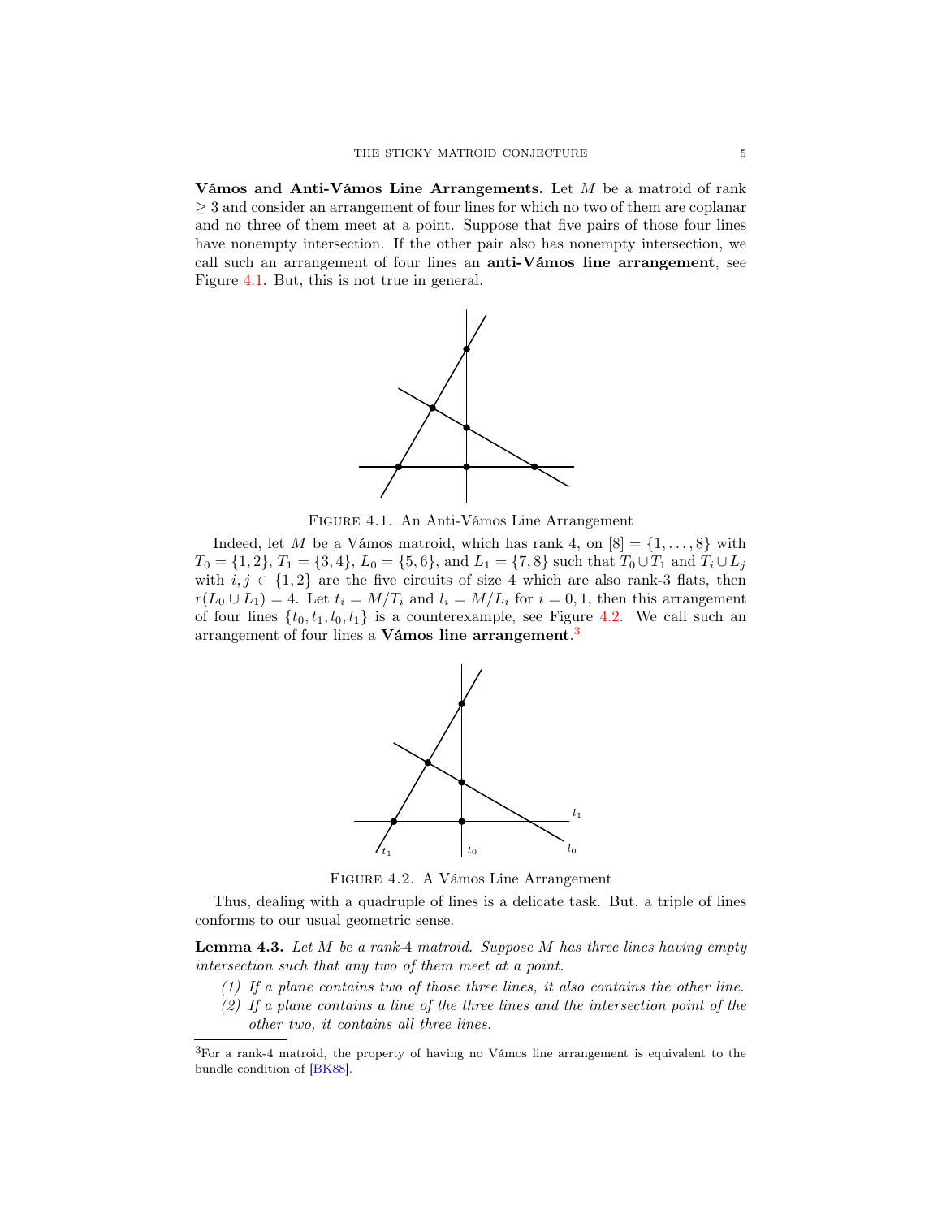**Vámos and Anti-Vámos Line Arrangements.** Let $M$ be a matroid of rank $\geq 3$ and consider an arrangement of four lines for which no two of them are coplanar and no three of them meet at a point. Suppose that five pairs of those four lines have nonempty intersection. If the other pair also has nonempty intersection, we call such an arrangement of four lines an **anti-Vámos line arrangement**, see Figure 4.1. But, this is not true in general.

FIGURE 4.1. An Anti-Vámos Line Arrangement

Indeed, let $M$ be a Vámos matroid, which has rank 4, on $[8] = \{1, \ldots, 8\}$ with $T_0 = \{1, 2\}$, $T_1 = \{3, 4\}$, $L_0 = \{5, 6\}$, and $L_1 = \{7, 8\}$ such that $T_0 \cup T_1$ and $T_i \cup L_j$ with $i, j \in \{1, 2\}$ are the five circuits of size 4 which are also rank-3 flats, then $r(L_0 \cup L_1) = 4$. Let $t_i = M/T_i$ and $l_i = M/L_i$ for $i = 0, 1$, then this arrangement of four lines $\{t_0, t_1, l_0, l_1\}$ is a counterexample, see Figure 4.2. We call such an arrangement of four lines a **Vámos line arrangement**.[3]

FIGURE 4.2. A Vámos Line Arrangement

Thus, dealing with a quadruple of lines is a delicate task. But, a triple of lines conforms to our usual geometric sense.

**Lemma 4.3.** *Let $M$ be a rank-4 matroid. Suppose $M$ has three lines having empty intersection such that any two of them meet at a point.*

1. *If a plane contains two of those three lines, it also contains the other line.*
2. *If a plane contains a line of the three lines and the intersection point of the other two, it contains all three lines.*

[3]For a rank-4 matroid, the property of having no Vámos line arrangement is equivalent to the bundle condition of [BK88].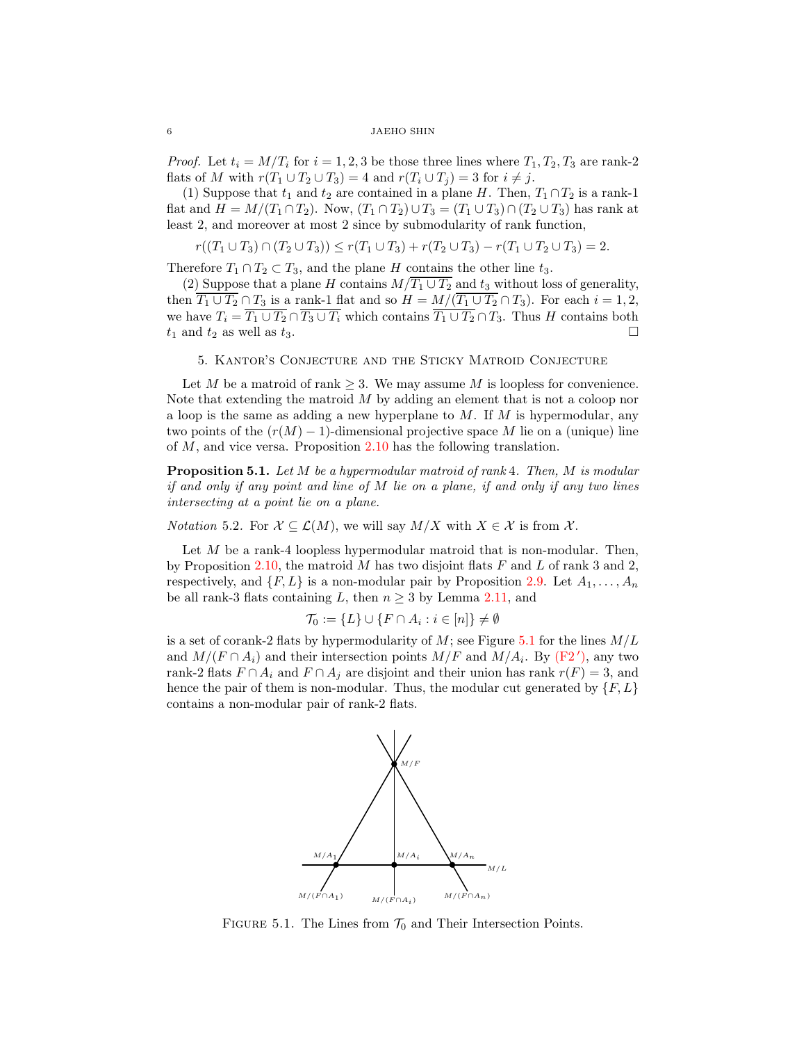*Proof.* Let $t_i = M/T_i$ for $i = 1, 2, 3$ be those three lines where $T_1, T_2, T_3$ are rank-2 flats of $M$ with $r(T_1 \cup T_2 \cup T_3) = 4$ and $r(T_i \cup T_j) = 3$ for $i \neq j$.

(1) Suppose that $t_1$ and $t_2$ are contained in a plane $H$. Then, $T_1 \cap T_2$ is a rank-1 flat and $H = M/(T_1 \cap T_2)$. Now, $(T_1 \cap T_2) \cup T_3 = (T_1 \cup T_3) \cap (T_2 \cup T_3)$ has rank at least 2, and moreover at most 2 since by submodularity of rank function,

$$r((T_1 \cup T_3) \cap (T_2 \cup T_3)) \leq r(T_1 \cup T_3) + r(T_2 \cup T_3) - r(T_1 \cup T_2 \cup T_3) = 2.$$

Therefore $T_1 \cap T_2 \subset T_3$, and the plane $H$ contains the other line $t_3$.

(2) Suppose that a plane $H$ contains $M/\overline{T_1 \cup T_2}$ and $t_3$ without loss of generality, then $\overline{T_1 \cup T_2} \cap T_3$ is a rank-1 flat and so $H = M/(\overline{T_1 \cup T_2} \cap T_3)$. For each $i = 1, 2$, we have $T_i = \overline{T_1 \cup T_2} \cap \overline{T_3 \cup T_i}$ which contains $\overline{T_1 \cup T_2} \cap T_3$. Thus $H$ contains both $t_1$ and $t_2$ as well as $t_3$. □

## 5. Kantor's Conjecture and the Sticky Matroid Conjecture

Let $M$ be a matroid of rank $\geq 3$. We may assume $M$ is loopless for convenience. Note that extending the matroid $M$ by adding an element that is not a coloop nor a loop is the same as adding a new hyperplane to $M$. If $M$ is hypermodular, any two points of the $(r(M)-1)$-dimensional projective space $M$ lie on a (unique) line of $M$, and vice versa. Proposition 2.10 has the following translation.

**Proposition 5.1.** *Let $M$ be a hypermodular matroid of rank 4. Then, $M$ is modular if and only if any point and line of $M$ lie on a plane, if and only if any two lines intersecting at a point lie on a plane.*

*Notation* 5.2. For $\mathcal{X} \subseteq \mathcal{L}(M)$, we will say $M/X$ with $X \in \mathcal{X}$ is from $\mathcal{X}$.

Let $M$ be a rank-4 loopless hypermodular matroid that is non-modular. Then, by Proposition 2.10, the matroid $M$ has two disjoint flats $F$ and $L$ of rank 3 and 2, respectively, and $\{F, L\}$ is a non-modular pair by Proposition 2.9. Let $A_1, \ldots, A_n$ be all rank-3 flats containing $L$, then $n \geq 3$ by Lemma 2.11, and

$$\mathcal{T}_0 := \{L\} \cup \{F \cap A_i : i \in [n]\} \neq \emptyset$$

is a set of corank-2 flats by hypermodularity of $M$; see Figure 5.1 for the lines $M/L$ and $M/(F \cap A_i)$ and their intersection points $M/F$ and $M/A_i$. By (F2′), any two rank-2 flats $F \cap A_i$ and $F \cap A_j$ are disjoint and their union has rank $r(F) = 3$, and hence the pair of them is non-modular. Thus, the modular cut generated by $\{F, L\}$ contains a non-modular pair of rank-2 flats.

Figure 5.1. The Lines from $\mathcal{T}_0$ and Their Intersection Points.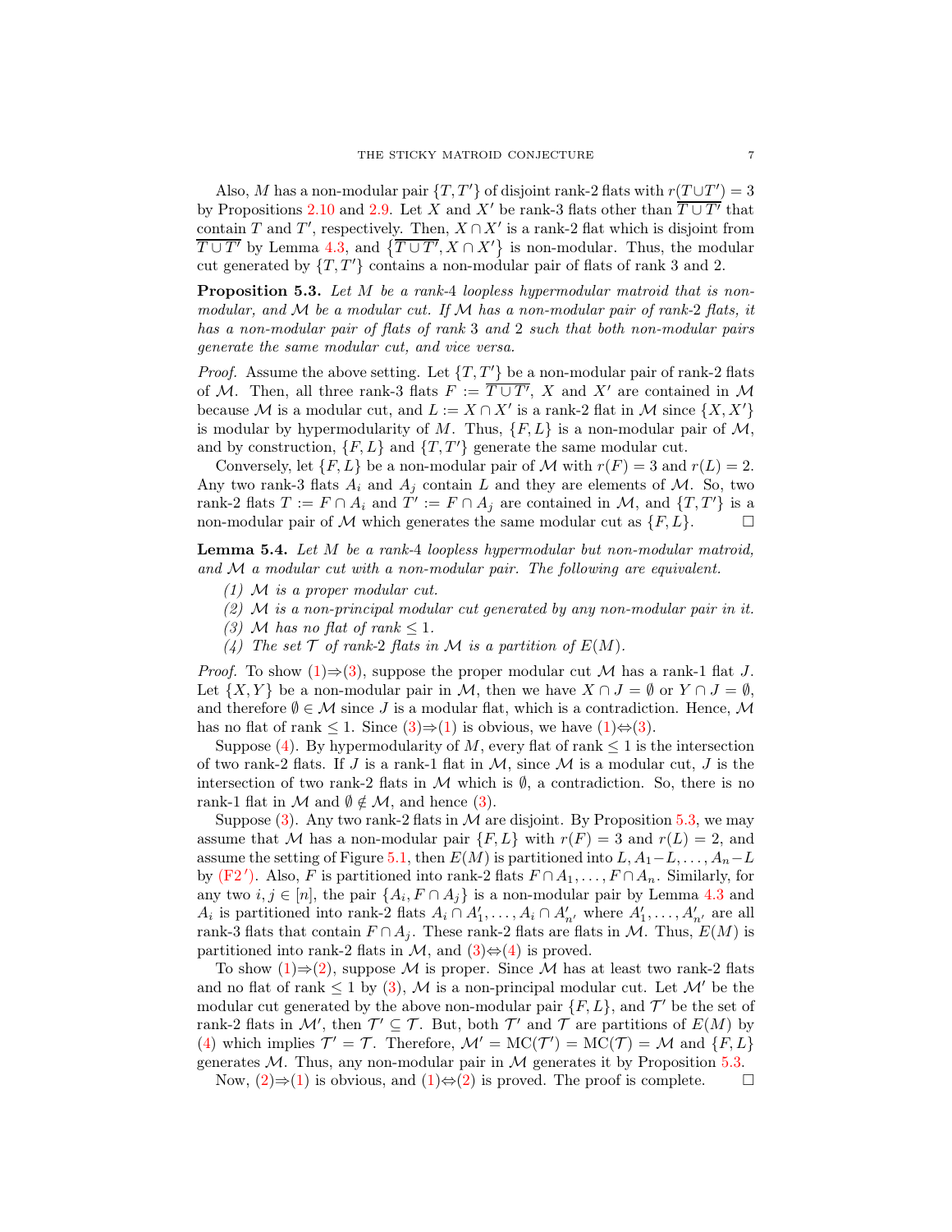Also, $M$ has a non-modular pair $\{T, T'\}$ of disjoint rank-2 flats with $r(T \cup T') = 3$ by Propositions 2.10 and 2.9. Let $X$ and $X'$ be rank-3 flats other than $\overline{T \cup T'}$ that contain $T$ and $T'$, respectively. Then, $X \cap X'$ is a rank-2 flat which is disjoint from $\overline{T \cup T'}$ by Lemma 4.3, and $\{\overline{T \cup T'}, X \cap X'\}$ is non-modular. Thus, the modular cut generated by $\{T, T'\}$ contains a non-modular pair of flats of rank 3 and 2.

**Proposition 5.3.** *Let $M$ be a rank-4 loopless hypermodular matroid that is non-modular, and $\mathcal{M}$ be a modular cut. If $\mathcal{M}$ has a non-modular pair of rank-2 flats, it has a non-modular pair of flats of rank 3 and 2 such that both non-modular pairs generate the same modular cut, and vice versa.*

*Proof.* Assume the above setting. Let $\{T, T'\}$ be a non-modular pair of rank-2 flats of $\mathcal{M}$. Then, all three rank-3 flats $F := \overline{T \cup T'}$, $X$ and $X'$ are contained in $\mathcal{M}$ because $\mathcal{M}$ is a modular cut, and $L := X \cap X'$ is a rank-2 flat in $\mathcal{M}$ since $\{X, X'\}$ is modular by hypermodularity of $M$. Thus, $\{F, L\}$ is a non-modular pair of $\mathcal{M}$, and by construction, $\{F, L\}$ and $\{T, T'\}$ generate the same modular cut.

Conversely, let $\{F, L\}$ be a non-modular pair of $\mathcal{M}$ with $r(F) = 3$ and $r(L) = 2$. Any two rank-3 flats $A_i$ and $A_j$ contain $L$ and they are elements of $\mathcal{M}$. So, two rank-2 flats $T := F \cap A_i$ and $T' := F \cap A_j$ are contained in $\mathcal{M}$, and $\{T, T'\}$ is a non-modular pair of $\mathcal{M}$ which generates the same modular cut as $\{F, L\}$. □

**Lemma 5.4.** *Let $M$ be a rank-4 loopless hypermodular but non-modular matroid, and $\mathcal{M}$ a modular cut with a non-modular pair. The following are equivalent.*

*(1) $\mathcal{M}$ is a proper modular cut.*
*(2) $\mathcal{M}$ is a non-principal modular cut generated by any non-modular pair in it.*
*(3) $\mathcal{M}$ has no flat of rank $\leq 1$.*
*(4) The set $\mathcal{T}$ of rank-2 flats in $\mathcal{M}$ is a partition of $E(M)$.*

*Proof.* To show (1)⇒(3), suppose the proper modular cut $\mathcal{M}$ has a rank-1 flat $J$. Let $\{X, Y\}$ be a non-modular pair in $\mathcal{M}$, then we have $X \cap J = \emptyset$ or $Y \cap J = \emptyset$, and therefore $\emptyset \in \mathcal{M}$ since $J$ is a modular flat, which is a contradiction. Hence, $\mathcal{M}$ has no flat of rank $\leq 1$. Since (3)⇒(1) is obvious, we have (1)⇔(3).

Suppose (4). By hypermodularity of $M$, every flat of rank $\leq 1$ is the intersection of two rank-2 flats. If $J$ is a rank-1 flat in $\mathcal{M}$, since $\mathcal{M}$ is a modular cut, $J$ is the intersection of two rank-2 flats in $\mathcal{M}$ which is $\emptyset$, a contradiction. So, there is no rank-1 flat in $\mathcal{M}$ and $\emptyset \notin \mathcal{M}$, and hence (3).

Suppose (3). Any two rank-2 flats in $\mathcal{M}$ are disjoint. By Proposition 5.3, we may assume that $\mathcal{M}$ has a non-modular pair $\{F, L\}$ with $r(F) = 3$ and $r(L) = 2$, and assume the setting of Figure 5.1, then $E(M)$ is partitioned into $L, A_1 - L, \ldots, A_n - L$ by (F2′). Also, $F$ is partitioned into rank-2 flats $F \cap A_1, \ldots, F \cap A_n$. Similarly, for any two $i, j \in [n]$, the pair $\{A_i, F \cap A_j\}$ is a non-modular pair by Lemma 4.3 and $A_i$ is partitioned into rank-2 flats $A_i \cap A'_1, \ldots, A_i \cap A'_{n'}$ where $A'_1, \ldots, A'_{n'}$ are all rank-3 flats that contain $F \cap A_j$. These rank-2 flats are flats in $\mathcal{M}$. Thus, $E(M)$ is partitioned into rank-2 flats in $\mathcal{M}$, and (3)⇔(4) is proved.

To show (1)⇒(2), suppose $\mathcal{M}$ is proper. Since $\mathcal{M}$ has at least two rank-2 flats and no flat of rank $\leq 1$ by (3), $\mathcal{M}$ is a non-principal modular cut. Let $\mathcal{M}'$ be the modular cut generated by the above non-modular pair $\{F, L\}$, and $\mathcal{T}'$ be the set of rank-2 flats in $\mathcal{M}'$, then $\mathcal{T}' \subseteq \mathcal{T}$. But, both $\mathcal{T}'$ and $\mathcal{T}$ are partitions of $E(M)$ by (4) which implies $\mathcal{T}' = \mathcal{T}$. Therefore, $\mathcal{M}' = \mathrm{MC}(\mathcal{T}') = \mathrm{MC}(\mathcal{T}) = \mathcal{M}$ and $\{F, L\}$ generates $\mathcal{M}$. Thus, any non-modular pair in $\mathcal{M}$ generates it by Proposition 5.3.

Now, (2)⇒(1) is obvious, and (1)⇔(2) is proved. The proof is complete. □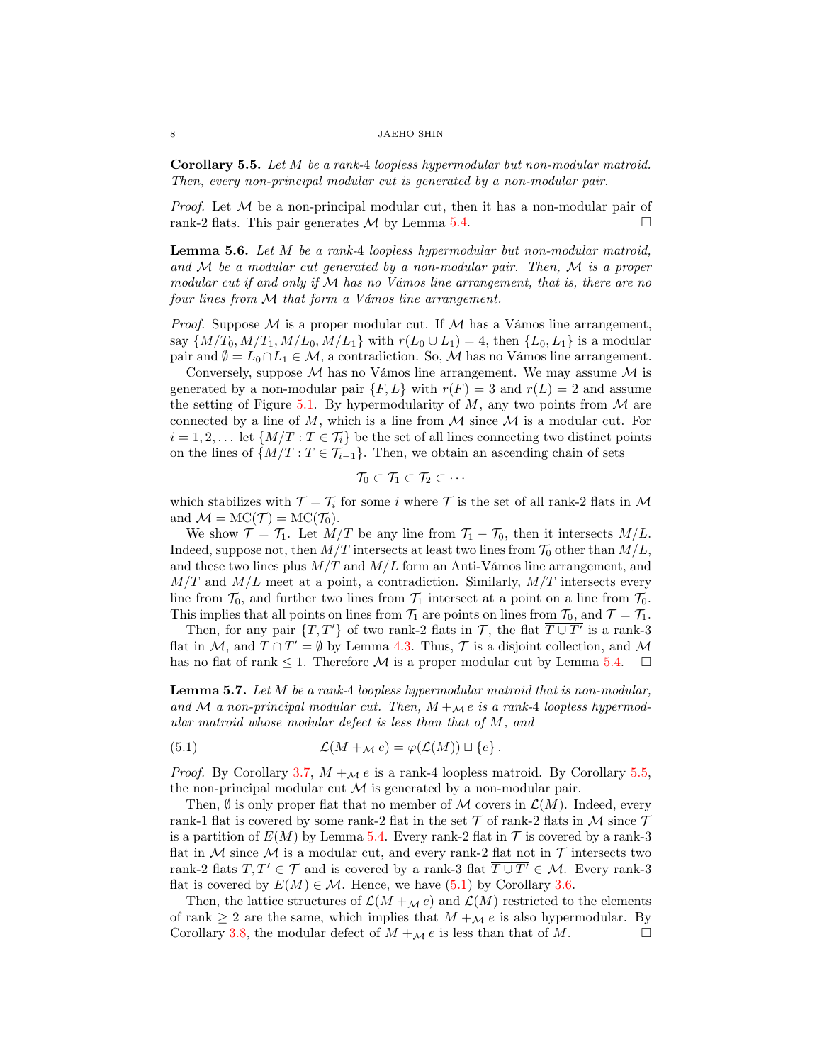**Corollary 5.5.** *Let $M$ be a rank-4 loopless hypermodular but non-modular matroid. Then, every non-principal modular cut is generated by a non-modular pair.*

*Proof.* Let $\mathcal{M}$ be a non-principal modular cut, then it has a non-modular pair of rank-2 flats. This pair generates $\mathcal{M}$ by Lemma 5.4. □

**Lemma 5.6.** *Let $M$ be a rank-4 loopless hypermodular but non-modular matroid, and $\mathcal{M}$ be a modular cut generated by a non-modular pair. Then, $\mathcal{M}$ is a proper modular cut if and only if $\mathcal{M}$ has no Vámos line arrangement, that is, there are no four lines from $\mathcal{M}$ that form a Vámos line arrangement.*

*Proof.* Suppose $\mathcal{M}$ is a proper modular cut. If $\mathcal{M}$ has a Vámos line arrangement, say $\{M/T_0, M/T_1, M/L_0, M/L_1\}$ with $r(L_0 \cup L_1) = 4$, then $\{L_0, L_1\}$ is a modular pair and $\emptyset = L_0 \cap L_1 \in \mathcal{M}$, a contradiction. So, $\mathcal{M}$ has no Vámos line arrangement.

Conversely, suppose $\mathcal{M}$ has no Vámos line arrangement. We may assume $\mathcal{M}$ is generated by a non-modular pair $\{F, L\}$ with $r(F) = 3$ and $r(L) = 2$ and assume the setting of Figure 5.1. By hypermodularity of $M$, any two points from $\mathcal{M}$ are connected by a line of $M$, which is a line from $\mathcal{M}$ since $\mathcal{M}$ is a modular cut. For $i = 1, 2, \ldots$ let $\{M/T : T \in \mathcal{T}_i\}$ be the set of all lines connecting two distinct points on the lines of $\{M/T : T \in \mathcal{T}_{i-1}\}$. Then, we obtain an ascending chain of sets

$$\mathcal{T}_0 \subset \mathcal{T}_1 \subset \mathcal{T}_2 \subset \cdots$$

which stabilizes with $\mathcal{T} = \mathcal{T}_i$ for some $i$ where $\mathcal{T}$ is the set of all rank-2 flats in $\mathcal{M}$ and $\mathcal{M} = \mathrm{MC}(\mathcal{T}) = \mathrm{MC}(\mathcal{T}_0)$.

We show $\mathcal{T} = \mathcal{T}_1$. Let $M/T$ be any line from $\mathcal{T}_1 - \mathcal{T}_0$, then it intersects $M/L$. Indeed, suppose not, then $M/T$ intersects at least two lines from $\mathcal{T}_0$ other than $M/L$, and these two lines plus $M/T$ and $M/L$ form an Anti-Vámos line arrangement, and $M/T$ and $M/L$ meet at a point, a contradiction. Similarly, $M/T$ intersects every line from $\mathcal{T}_0$, and further two lines from $\mathcal{T}_1$ intersect at a point on a line from $\mathcal{T}_0$. This implies that all points on lines from $\mathcal{T}_1$ are points on lines from $\mathcal{T}_0$, and $\mathcal{T} = \mathcal{T}_1$.

Then, for any pair $\{T, T'\}$ of two rank-2 flats in $\mathcal{T}$, the flat $\overline{T \cup T'}$ is a rank-3 flat in $\mathcal{M}$, and $T \cap T' = \emptyset$ by Lemma 4.3. Thus, $\mathcal{T}$ is a disjoint collection, and $\mathcal{M}$ has no flat of rank $\leq 1$. Therefore $\mathcal{M}$ is a proper modular cut by Lemma 5.4. □

**Lemma 5.7.** *Let $M$ be a rank-4 loopless hypermodular matroid that is non-modular, and $\mathcal{M}$ a non-principal modular cut. Then, $M +_{\mathcal{M}} e$ is a rank-4 loopless hypermodular matroid whose modular defect is less than that of $M$, and*

$$\mathcal{L}(M +_{\mathcal{M}} e) = \varphi(\mathcal{L}(M)) \sqcup \{e\}\,. \tag{5.1}$$

*Proof.* By Corollary 3.7, $M +_{\mathcal{M}} e$ is a rank-4 loopless matroid. By Corollary 5.5, the non-principal modular cut $\mathcal{M}$ is generated by a non-modular pair.

Then, $\emptyset$ is only proper flat that no member of $\mathcal{M}$ covers in $\mathcal{L}(M)$. Indeed, every rank-1 flat is covered by some rank-2 flat in the set $\mathcal{T}$ of rank-2 flats in $\mathcal{M}$ since $\mathcal{T}$ is a partition of $E(M)$ by Lemma 5.4. Every rank-2 flat in $\mathcal{T}$ is covered by a rank-3 flat in $\mathcal{M}$ since $\mathcal{M}$ is a modular cut, and every rank-2 flat not in $\mathcal{T}$ intersects two rank-2 flats $T, T' \in \mathcal{T}$ and is covered by a rank-3 flat $\overline{T \cup T'} \in \mathcal{M}$. Every rank-3 flat is covered by $E(M) \in \mathcal{M}$. Hence, we have (5.1) by Corollary 3.6.

Then, the lattice structures of $\mathcal{L}(M +_{\mathcal{M}} e)$ and $\mathcal{L}(M)$ restricted to the elements of rank $\geq 2$ are the same, which implies that $M +_{\mathcal{M}} e$ is also hypermodular. By Corollary 3.8, the modular defect of $M +_{\mathcal{M}} e$ is less than that of $M$. □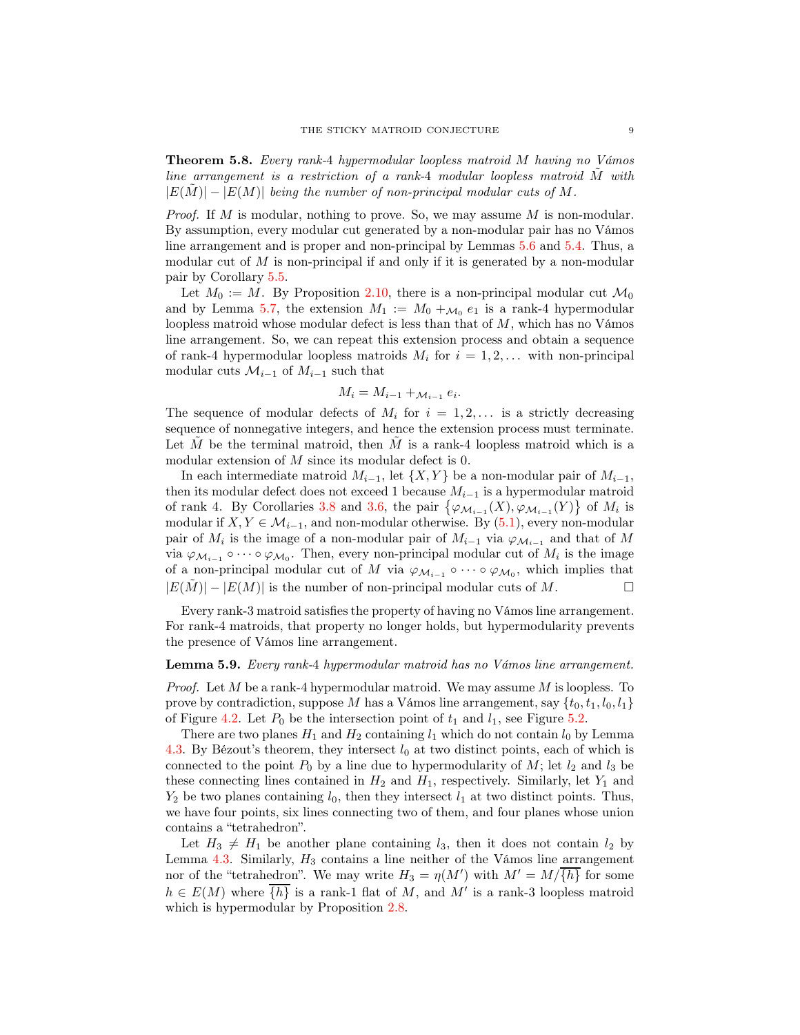**Theorem 5.8.** *Every rank-4 hypermodular loopless matroid $M$ having no Vámos line arrangement is a restriction of a rank-4 modular loopless matroid $\tilde{M}$ with $|E(\tilde{M})| - |E(M)|$ being the number of non-principal modular cuts of $M$.*

*Proof.* If $M$ is modular, nothing to prove. So, we may assume $M$ is non-modular. By assumption, every modular cut generated by a non-modular pair has no Vámos line arrangement and is proper and non-principal by Lemmas 5.6 and 5.4. Thus, a modular cut of $M$ is non-principal if and only if it is generated by a non-modular pair by Corollary 5.5.

Let $M_0 := M$. By Proposition 2.10, there is a non-principal modular cut $\mathcal{M}_0$ and by Lemma 5.7, the extension $M_1 := M_0 +_{\mathcal{M}_0} e_1$ is a rank-4 hypermodular loopless matroid whose modular defect is less than that of $M$, which has no Vámos line arrangement. So, we can repeat this extension process and obtain a sequence of rank-4 hypermodular loopless matroids $M_i$ for $i = 1, 2, \dots$ with non-principal modular cuts $\mathcal{M}_{i-1}$ of $M_{i-1}$ such that

$$M_i = M_{i-1} +_{\mathcal{M}_{i-1}} e_i.$$

The sequence of modular defects of $M_i$ for $i = 1, 2, \dots$ is a strictly decreasing sequence of nonnegative integers, and hence the extension process must terminate. Let $\tilde{M}$ be the terminal matroid, then $\tilde{M}$ is a rank-4 loopless matroid which is a modular extension of $M$ since its modular defect is 0.

In each intermediate matroid $M_{i-1}$, let $\{X, Y\}$ be a non-modular pair of $M_{i-1}$, then its modular defect does not exceed 1 because $M_{i-1}$ is a hypermodular matroid of rank 4. By Corollaries 3.8 and 3.6, the pair $\{\varphi_{\mathcal{M}_{i-1}}(X), \varphi_{\mathcal{M}_{i-1}}(Y)\}$ of $M_i$ is modular if $X, Y \in \mathcal{M}_{i-1}$, and non-modular otherwise. By (5.1), every non-modular pair of $M_i$ is the image of a non-modular pair of $M_{i-1}$ via $\varphi_{\mathcal{M}_{i-1}}$ and that of $M$ via $\varphi_{\mathcal{M}_{i-1}} \circ \cdots \circ \varphi_{\mathcal{M}_0}$. Then, every non-principal modular cut of $M_i$ is the image of a non-principal modular cut of $M$ via $\varphi_{\mathcal{M}_{i-1}} \circ \cdots \circ \varphi_{\mathcal{M}_0}$, which implies that $|E(\tilde{M})| - |E(M)|$ is the number of non-principal modular cuts of $M$. $\square$

Every rank-3 matroid satisfies the property of having no Vámos line arrangement. For rank-4 matroids, that property no longer holds, but hypermodularity prevents the presence of Vámos line arrangement.

**Lemma 5.9.** *Every rank-4 hypermodular matroid has no Vámos line arrangement.*

*Proof.* Let $M$ be a rank-4 hypermodular matroid. We may assume $M$ is loopless. To prove by contradiction, suppose $M$ has a Vámos line arrangement, say $\{t_0, t_1, l_0, l_1\}$ of Figure 4.2. Let $P_0$ be the intersection point of $t_1$ and $l_1$, see Figure 5.2.

There are two planes $H_1$ and $H_2$ containing $l_1$ which do not contain $l_0$ by Lemma 4.3. By Bézout's theorem, they intersect $l_0$ at two distinct points, each of which is connected to the point $P_0$ by a line due to hypermodularity of $M$; let $l_2$ and $l_3$ be these connecting lines contained in $H_2$ and $H_1$, respectively. Similarly, let $Y_1$ and $Y_2$ be two planes containing $l_0$, then they intersect $l_1$ at two distinct points. Thus, we have four points, six lines connecting two of them, and four planes whose union contains a "tetrahedron".

Let $H_3 \neq H_1$ be another plane containing $l_3$, then it does not contain $l_2$ by Lemma 4.3. Similarly, $H_3$ contains a line neither of the Vámos line arrangement nor of the "tetrahedron". We may write $H_3 = \eta(M')$ with $M' = M/\overline{\{h\}}$ for some $h \in E(M)$ where $\overline{\{h\}}$ is a rank-1 flat of $M$, and $M'$ is a rank-3 loopless matroid which is hypermodular by Proposition 2.8.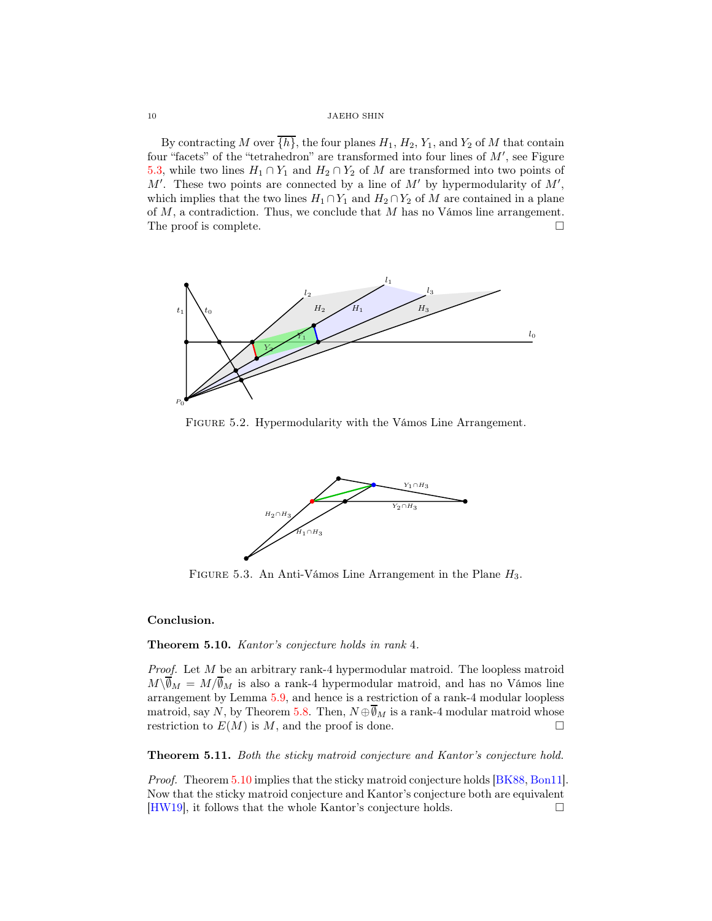By contracting $M$ over $\overline{\{h\}}$, the four planes $H_1$, $H_2$, $Y_1$, and $Y_2$ of $M$ that contain four "facets" of the "tetrahedron" are transformed into four lines of $M'$, see Figure 5.3, while two lines $H_1 \cap Y_1$ and $H_2 \cap Y_2$ of $M$ are transformed into two points of $M'$. These two points are connected by a line of $M'$ by hypermodularity of $M'$, which implies that the two lines $H_1 \cap Y_1$ and $H_2 \cap Y_2$ of $M$ are contained in a plane of $M$, a contradiction. Thus, we conclude that $M$ has no Vámos line arrangement. The proof is complete. □

Figure 5.2. Hypermodularity with the Vámos Line Arrangement.

Figure 5.3. An Anti-Vámos Line Arrangement in the Plane $H_3$.

**Conclusion.**

**Theorem 5.10.** *Kantor's conjecture holds in rank 4.*

*Proof.* Let $M$ be an arbitrary rank-4 hypermodular matroid. The loopless matroid $M \backslash \overline{\emptyset}_M = M/\overline{\emptyset}_M$ is also a rank-4 hypermodular matroid, and has no Vámos line arrangement by Lemma 5.9, and hence is a restriction of a rank-4 modular loopless matroid, say $N$, by Theorem 5.8. Then, $N \oplus \overline{\emptyset}_M$ is a rank-4 modular matroid whose restriction to $E(M)$ is $M$, and the proof is done. □

**Theorem 5.11.** *Both the sticky matroid conjecture and Kantor's conjecture hold.*

*Proof.* Theorem 5.10 implies that the sticky matroid conjecture holds [BK88, Bon11]. Now that the sticky matroid conjecture and Kantor's conjecture both are equivalent [HW19], it follows that the whole Kantor's conjecture holds. □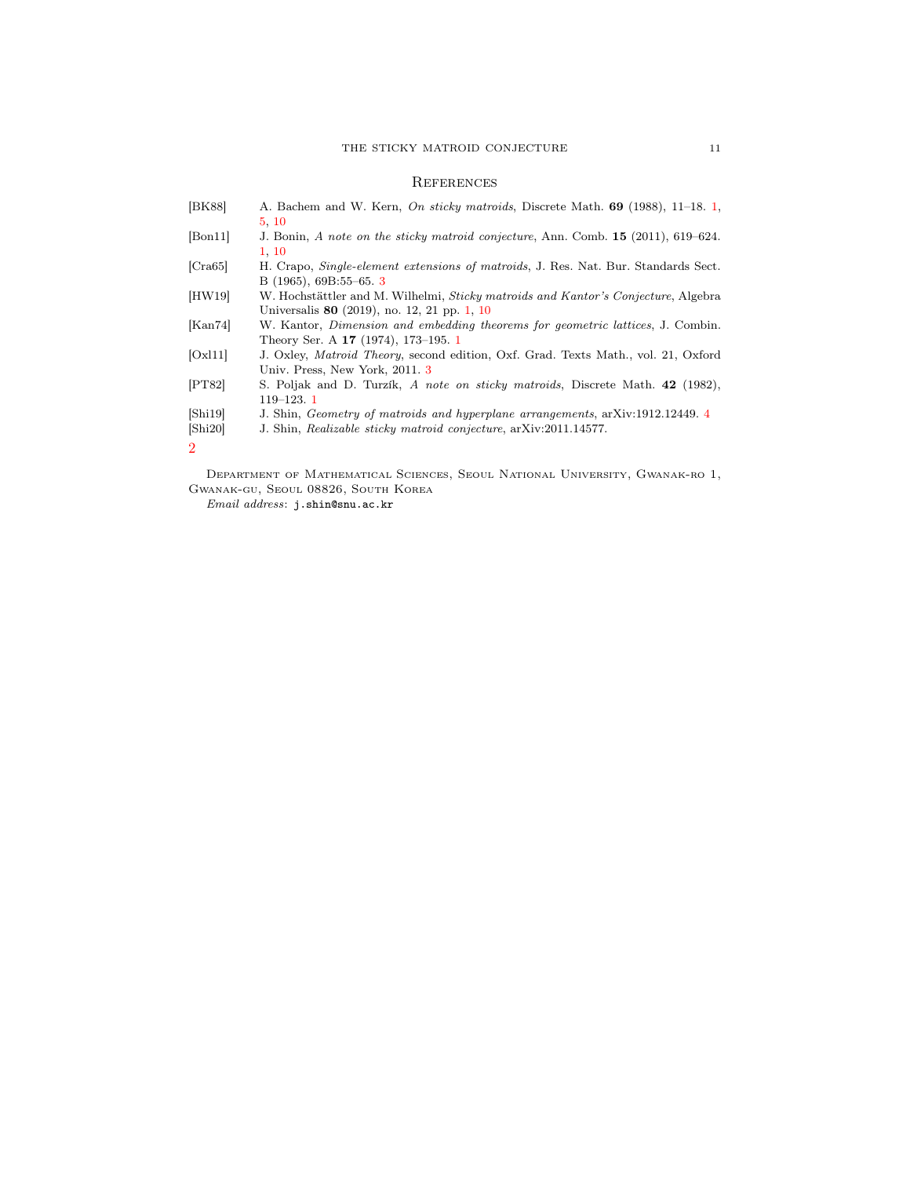## References

[BK88] A. Bachem and W. Kern, *On sticky matroids*, Discrete Math. **69** (1988), 11–18. 1, 5, 10

[Bon11] J. Bonin, *A note on the sticky matroid conjecture*, Ann. Comb. **15** (2011), 619–624. 1, 10

[Cra65] H. Crapo, *Single-element extensions of matroids*, J. Res. Nat. Bur. Standards Sect. B (1965), 69B:55–65. 3

[HW19] W. Hochstättler and M. Wilhelmi, *Sticky matroids and Kantor's Conjecture*, Algebra Universalis **80** (2019), no. 12, 21 pp. 1, 10

[Kan74] W. Kantor, *Dimension and embedding theorems for geometric lattices*, J. Combin. Theory Ser. A **17** (1974), 173–195. 1

[Oxl11] J. Oxley, *Matroid Theory*, second edition, Oxf. Grad. Texts Math., vol. 21, Oxford Univ. Press, New York, 2011. 3

[PT82] S. Poljak and D. Turzík, *A note on sticky matroids*, Discrete Math. **42** (1982), 119–123. 1

[Shi19] J. Shin, *Geometry of matroids and hyperplane arrangements*, arXiv:1912.12449. 4

[Shi20] J. Shin, *Realizable sticky matroid conjecture*, arXiv:2011.14577.

2

Department of Mathematical Sciences, Seoul National University, Gwanak-ro 1, Gwanak-gu, Seoul 08826, South Korea

*Email address*: j.shin@snu.ac.kr